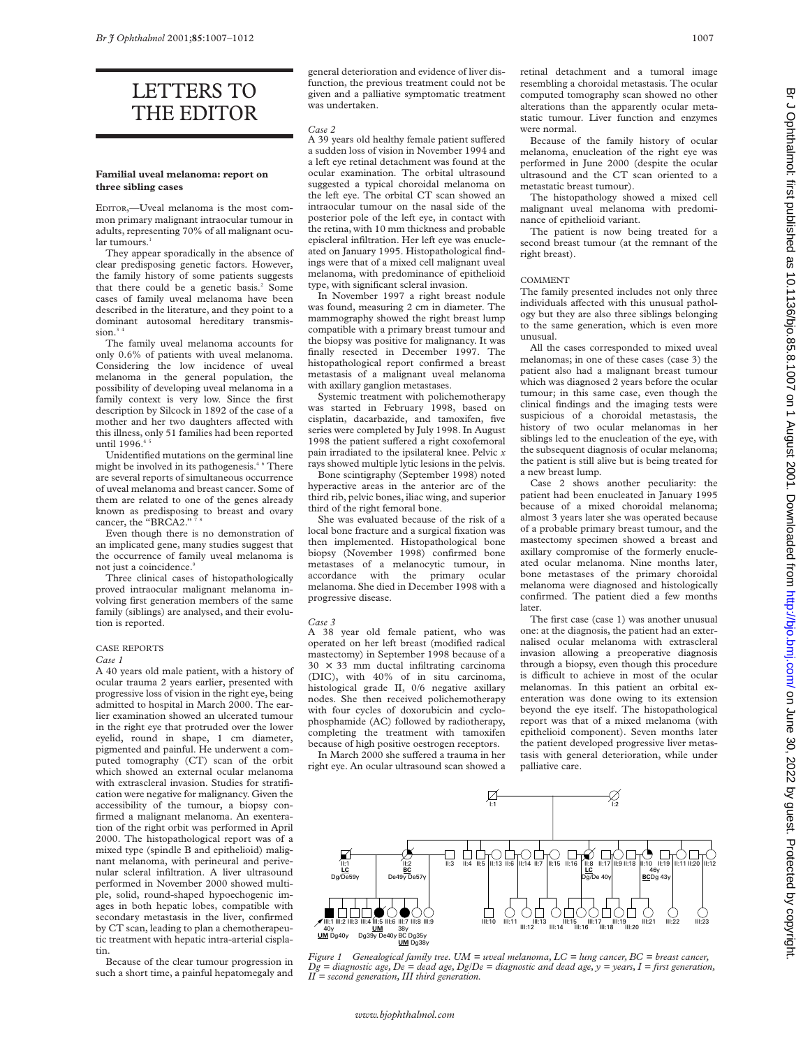# LETTERS TO THE EDITOR

**Familial uveal melanoma: report on three sibling cases**

EDITOR,—Uveal melanoma is the most common primary malignant intraocular tumour in adults, representing 70% of all malignant ocular tumours.[1]

They appear sporadically in the absence of clear predisposing genetic factors. However, the family history of some patients suggests that there could be a genetic basis.[2] Some cases of family uveal melanoma have been described in the literature, and they point to a dominant autosomal hereditary transmission.[3 4]

The family uveal melanoma accounts for only 0.6% of patients with uveal melanoma. Considering the low incidence of uveal melanoma in the general population, the possibility of developing uveal melanoma in a family context is very low. Since the first description by Silcock in 1892 of the case of a mother and her two daughters affected with this illness, only 51 families had been reported until 1996.[4 5]

Unidentified mutations on the germinal line might be involved in its pathogenesis.[4 6] There are several reports of simultaneous occurrence of uveal melanoma and breast cancer. Some of them are related to one of the genes already known as predisposing to breast and ovary cancer, the "BRCA2."[7 8]

Even though there is no demonstration of an implicated gene, many studies suggest that the occurrence of family uveal melanoma is not just a coincidence.[9]

Three clinical cases of histopathologically proved intraocular malignant melanoma involving first generation members of the same family (siblings) are analysed, and their evolution is reported.

CASE REPORTS

*Case 1*

A 40 years old male patient, with a history of ocular trauma 2 years earlier, presented with progressive loss of vision in the right eye, being admitted to hospital in March 2000. The earlier examination showed an ulcerated tumour in the right eye that protruded over the lower eyelid, round in shape, 1 cm diameter, pigmented and painful. He underwent a computed tomography (CT) scan of the orbit which showed an external ocular melanoma with extrascleral invasion. Studies for stratification were negative for malignancy. Given the accessibility of the tumour, a biopsy confirmed a malignant melanoma. An exenteration of the right orbit was performed in April 2000. The histopathological report was of a mixed type (spindle B and epithelioid) malignant melanoma, with perineural and perivenular scleral infiltration. A liver ultrasound performed in November 2000 showed multiple, solid, round-shaped hypoechogenic images in both hepatic lobes, compatible with secondary metastasis in the liver, confirmed by CT scan, leading to plan a chemotherapeutic treatment with hepatic intra-arterial cisplatin.

Because of the clear tumour progression in such a short time, a painful hepatomegaly and general deterioration and evidence of liver dysfunction, the previous treatment could not be given and a palliative symptomatic treatment was undertaken.

*Case 2*

A 39 years old healthy female patient suffered a sudden loss of vision in November 1994 and a left eye retinal detachment was found at the ocular examination. The orbital ultrasound suggested a typical choroidal melanoma on the left eye. The orbital CT scan showed an intraocular tumour on the nasal side of the posterior pole of the left eye, in contact with the retina, with 10 mm thickness and probable episcleral infiltration. Her left eye was enucleated on January 1995. Histopathological findings were that of a mixed cell malignant uveal melanoma, with predominance of epithelioid type, with significant scleral invasion.

In November 1997 a right breast nodule was found, measuring 2 cm in diameter. The mammography showed the right breast lump compatible with a primary breast tumour and the biopsy was positive for malignancy. It was finally resected in December 1997. The histopathological report confirmed a breast metastasis of a malignant uveal melanoma with axillary ganglion metastases.

Systemic treatment with polichemotherapy was started in February 1998, based on cisplatin, dacarbazide, and tamoxifen, five series were completed by July 1998. In August 1998 the patient suffered a right coxofemoral pain irradiated to the ipsilateral knee. Pelvic *x* rays showed multiple lytic lesions in the pelvis.

Bone scintigraphy (September 1998) noted hyperactive areas in the anterior arc of the third rib, pelvic bones, iliac wing, and superior third of the right femoral bone.

She was evaluated because of the risk of a local bone fracture and a surgical fixation was then implemented. Histopathological bone biopsy (November 1998) confirmed bone metastases of a melanocytic tumour, in accordance with the primary ocular melanoma. She died in December 1998 with a progressive disease.

*Case 3*

A 38 year old female patient, who was operated on her left breast (modified radical mastectomy) in September 1998 because of a $30 \times 33$ mm ductal infiltrating carcinoma (DIC), with 40% of in situ carcinoma, histological grade II, 0/6 negative axillary nodes. She then received polichemotherapy with four cycles of doxorubicin and cyclophosphamide (AC) followed by radiotherapy, completing the treatment with tamoxifen because of high positive oestrogen receptors.

In March 2000 she suffered a trauma in her right eye. An ocular ultrasound scan showed a retinal detachment and a tumoral image resembling a choroidal metastasis. The ocular computed tomography scan showed no other alterations than the apparently ocular metastatic tumour. Liver function and enzymes were normal.

Because of the family history of ocular melanoma, enucleation of the right eye was performed in June 2000 (despite the ocular ultrasound and the CT scan oriented to a metastatic breast tumour).

The histopathology showed a mixed cell malignant uveal melanoma with predominance of epithelioid variant.

The patient is now being treated for a second breast tumour (at the remnant of the right breast).

COMMENT

The family presented includes not only three individuals affected with this unusual pathology but they are also three siblings belonging to the same generation, which is even more unusual.

All the cases corresponded to mixed uveal melanomas; in one of these cases (case 3) the patient also had a malignant breast tumour which was diagnosed 2 years before the ocular tumour; in this same case, even though the clinical findings and the imaging tests were suspicious of a choroidal metastasis, the history of two ocular melanomas in her siblings led to the enucleation of the eye, with the subsequent diagnosis of ocular melanoma; the patient is still alive but is being treated for a new breast lump.

Case 2 shows another peculiarity: the patient had been enucleated in January 1995 because of a mixed choroidal melanoma; almost 3 years later she was operated because of a probable primary breast tumour, and the mastectomy specimen showed a breast and axillary compromise of the formerly enucleated ocular melanoma. Nine months later, bone metastases of the primary choroidal melanoma were diagnosed and histologically confirmed. The patient died a few months later.

The first case (case 1) was another unusual one: at the diagnosis, the patient had an externalised ocular melanoma with extrascleral invasion allowing a preoperative diagnosis through a biopsy, even though this procedure is difficult to achieve in most of the ocular melanomas. In this patient an orbital exenteration was done owing to its extension beyond the eye itself. The histopathological report was that of a mixed melanoma (with epithelioid component). Seven months later the patient developed progressive liver metastasis with general deterioration, while under palliative care.

*Figure 1 Genealogical family tree. UM = uveal melanoma, LC = lung cancer, BC = breast cancer, Dg = diagnostic age, De = dead age, Dg/De = diagnostic and dead age, y = years, I = first generation, II = second generation, III third generation.*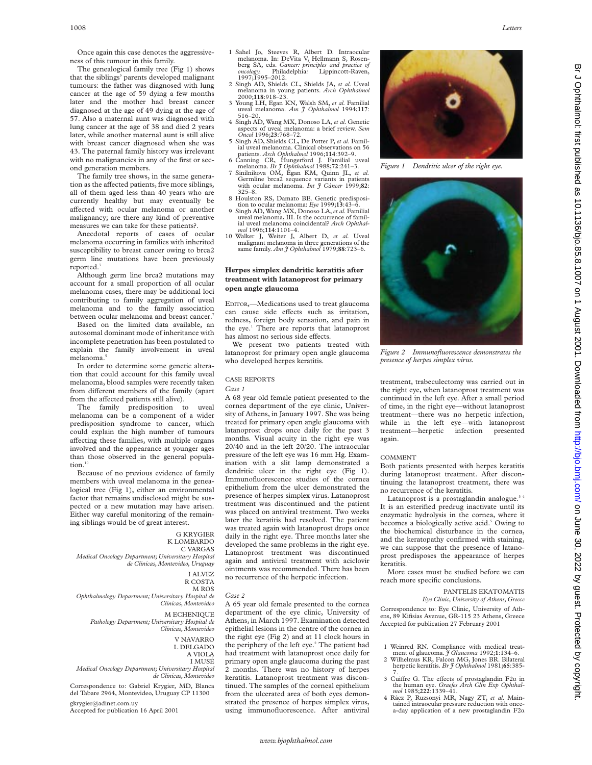Once again this case denotes the aggressiveness of this tumour in this family.

The genealogical family tree (Fig 1) shows that the siblings' parents developed malignant tumours: the father was diagnosed with lung cancer at the age of 59 dying a few months later and the mother had breast cancer diagnosed at the age of 49 dying at the age of 57. Also a maternal aunt was diagnosed with lung cancer at the age of 38 and died 2 years later, while another maternal aunt is still alive with breast cancer diagnosed when she was 43. The paternal family history was irrelevant with no malignancies in any of the first or second generation members.

The family tree shows, in the same generation as the affected patients, five more siblings, all of them aged less than 40 years who are currently healthy but may eventually be affected with ocular melanoma or another malignancy; are there any kind of preventive measures we can take for these patients?.

Anecdotal reports of cases of ocular melanoma occurring in families with inherited susceptibility to breast cancer owing to brca2 germ line mutations have been previously reported.[7]

Although germ line brca2 mutations may account for a small proportion of all ocular melanoma cases, there may be additional loci contributing to family aggregation of uveal melanoma and to the family association between ocular melanoma and breast cancer.[7]

Based on the limited data available, an autosomal dominant mode of inheritance with incomplete penetration has been postulated to explain the family involvement in uveal melanoma.[5]

In order to determine some genetic alteration that could account for this family uveal melanoma, blood samples were recently taken from different members of the family (apart from the affected patients still alive).

The family predisposition to uveal melanoma can be a component of a wider predisposition syndrome to cancer, which could explain the high number of tumours affecting these families, with multiple organs involved and the appearance at younger ages than those observed in the general population.[10]

Because of no previous evidence of family members with uveal melanoma in the genealogical tree (Fig 1), either an environmental factor that remains undisclosed might be suspected or a new mutation may have arisen. Either way careful monitoring of the remaining siblings would be of great interest.

G KRYGIER
K LOMBARDO
C VARGAS
*Medical Oncology Department; Universitary Hospital de Clinicas, Montevideo, Uruguay*

I ALVEZ
R COSTA
M ROS
*Ophthalmology Department; Universitary Hospital de Clinicas, Montevideo*

M ECHENIQUE
*Pathology Department; Universitary Hospital de Clinicas, Montevideo*

V NAVARRO
L DELGADO
A VIOLA
I MUSÉ
*Medical Oncology Department; Universitary Hospital de Clinicas, Montevideo*

Correspondence to: Gabriel Krygier, MD, Blanca del Tabare 2964, Montevideo, Uruguay CP 11300
gkrygier@adinet.com.uy

Accepted for publication 16 April 2001

1 Sahel Jo, Steeves R, Albert D. Intraocular melanoma. In: DeVita V, Hellmann S, Rosenberg SA, eds. *Cancer: principles and practice of oncology.* Philadelphia: Lippincott-Raven, 1997;1995–2012.
2 Singh AD, Shields CL, Shields JA, *et al.* Uveal melanoma in young patients. *Arch Ophthalmol* 2000;**118**:918–23.
3 Young LH, Egan KN, Walsh SM, *et al.* Familial uveal melanoma. *Am J Ophthalmol* 1994;**117**: 516–20.
4 Singh AD, Wang MX, Donoso LA, *et al.* Genetic aspects of uveal melanoma: a brief review. *Sem Oncol* 1996;**23**:768–72.
5 Singh AD, Shields CL, De Potter P, *et al.* Familial uveal melanoma. Clinical observations on 56 patients. *Arch Ophthalmol* 1996;**114**:392–9.
6 Canning CR, Hungerford J. Familial uveal melanoma. *Br J Ophthalmol* 1988;**72**:241–3.
7 Sinilnikova OM, Egan KM, Quinn JL, *et al.* Germline brca2 sequence variants in patients with ocular melanoma. *Int J Cancer* 1999;**82**: 325–8.
8 Houlston RS, Damato BE. Genetic predisposition to ocular melanoma: *Eye* 1999;**13**:43–6.
9 Singh AD, Wang MX, Donoso LA, *et al.* Familial uveal melanoma, III. Is the occurrence of familial uveal melanoma coincidental? *Arch Ophthalmol* 1996;**114**:1101–4.
10 Walker J, Weiter J, Albert D, *et al.* Uveal malignant melanoma in three generations of the same family. *Am J Ophthalmol* 1979;**88**:723–6.

## Herpes simplex dendritic keratitis after treatment with latanoprost for primary open angle glaucoma

EDITOR,—Medications used to treat glaucoma can cause side effects such as irritation, redness, foreign body sensation, and pain in the eye.[1] There are reports that latanoprost has almost no serious side effects.

We present two patients treated with latanoprost for primary open angle glaucoma who developed herpes keratitis.

### CASE REPORTS

*Case 1*

A 68 year old female patient presented to the cornea department of the eye clinic, University of Athens, in January 1997. She was being treated for primary open angle glaucoma with latanoprost drops once daily for the past 3 months. Visual acuity in the right eye was 20/40 and in the left 20/20. The intraocular pressure of the left eye was 16 mm Hg. Examination with a slit lamp demonstrated a dendritic ulcer in the right eye (Fig 1). Immunofluorescence studies of the cornea epithelium from the ulcer demonstrated the presence of herpes simplex virus. Latanoprost treatment was discontinued and the patient was placed on antiviral treatment. Two weeks later the keratitis had resolved. The patient was treated again with latanoprost drops once daily in the right eye. Three months later she developed the same problems in the right eye. Latanoprost treatment was discontinued again and antiviral treatment with aciclovir ointments was recommended. There has been no recurrence of the herpetic infection.

*Case 2*

A 65 year old female presented to the cornea department of the eye clinic, University of Athens, in March 1997. Examination detected epithelial lesions in the centre of the cornea in the right eye (Fig 2) and at 11 clock hours in the periphery of the left eye.[2] The patient had had treatment with latanoprost once daily for primary open angle glaucoma during the past 2 months. There was no history of herpes keratitis. Latanoprost treatment was discontinued. The samples of the corneal epithelium from the ulcerated area of both eyes demonstrated the presence of herpes simplex virus, using immunofluorescence. After antiviral

*Figure 1 Dendritic ulcer of the right eye.*

*Figure 2 Immunofluorescence demonstrates the presence of herpes simplex virus.*

treatment, trabeculectomy was carried out in the right eye, when latanoprost treatment was continued in the left eye. After a small period of time, in the right eye—without latanoprost treatment—there was no herpetic infection, while in the left eye—with latanoprost treatment—herpetic infection presented again.

### COMMENT

Both patients presented with herpes keratitis during latanoprost treatment. After discontinuing the latanoprost treatment, there was no recurrence of the keratitis.

Latanoprost is a prostaglandin analogue.[3 4] It is an esterified predrug inactivate until its enzymatic hydrolysis in the cornea, where it becomes a biologically active acid.[5] Owing to the biochemical disturbance in the cornea, and the keratopathy confirmed with staining, we can suppose that the presence of latanoprost predisposes the appearance of herpes keratitis.

More cases must be studied before we can reach more specific conclusions.

PANTELIS EKATOMATIS
*Eye Clinic, University of Athens, Greece*

Correspondence to: Eye Clinic, University of Athens, 89 Kifisias Avenue, GR-115 23 Athens, Greece

Accepted for publication 27 February 2001

1 Weinred RN. Compliance with medical treatment of glaucoma. *J Glaucoma* 1992;**1**:134–6.
2 Wilhelmus KR, Falcon MG, Jones BR. Bilateral herpetic keratitis. *Br J Ophthalmol* 1981;**65**:385–7.
3 Cuiffre G. The effects of prostaglandin F2α in the human eye. *Graefes Arch Clin Exp Ophthalmol* 1985;**222**:1339–41.
4 Rácz P, Ruzsonyi MR, Nagy ZT, *et al.* Maintained intraocular pressure reduction with once-a-day application of a new prostaglandin F2α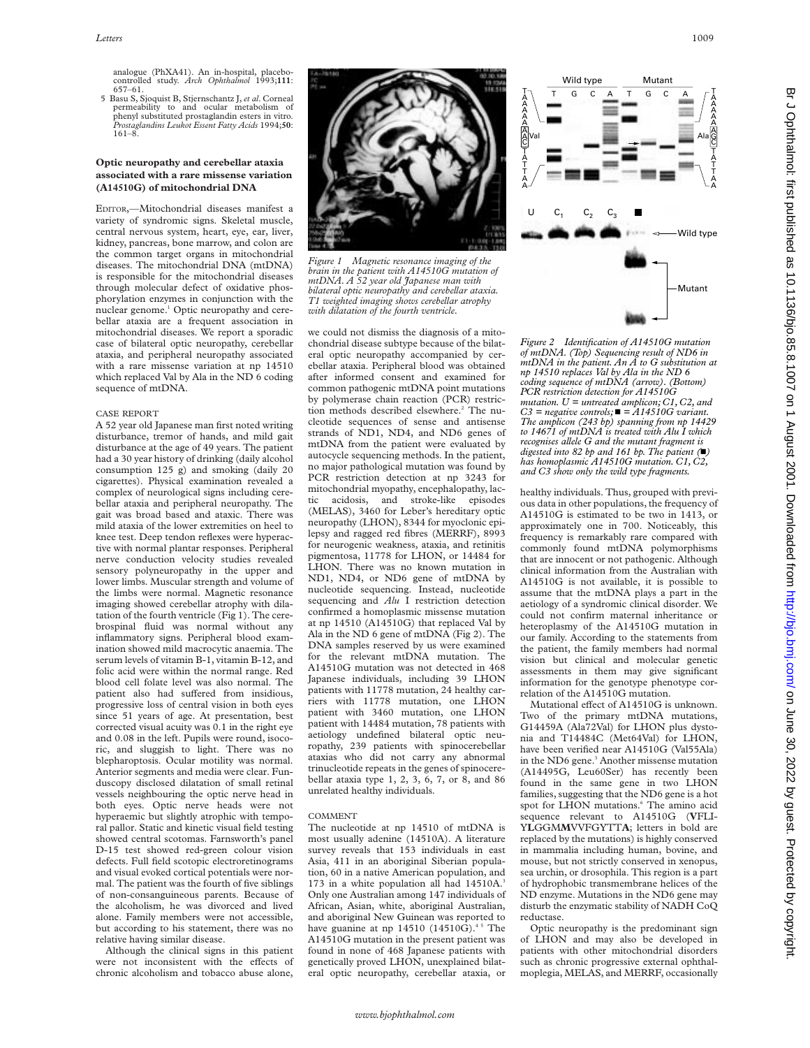analogue (PhXA41). An in-hospital, placebo-controlled study. *Arch Ophthalmol* 1993;**111**:657–61.

5 Basu S, Sjoquist B, Stjernschantz J, *et al*. Corneal permeability to and ocular metabolism of phenyl substituted prostaglandin esters in vitro. *Prostaglandins Leukot Essent Fatty Acids* 1994;**50**:161–8.

## Optic neuropathy and cerebellar ataxia associated with a rare missense variation (A14510G) of mitochondrial DNA

EDITOR,—Mitochondrial diseases manifest a variety of syndromic signs. Skeletal muscle, central nervous system, heart, eye, ear, liver, kidney, pancreas, bone marrow, and colon are the common target organs in mitochondrial diseases. The mitochondrial DNA (mtDNA) is responsible for the mitochondrial diseases through molecular defect of oxidative phosphorylation enzymes in conjunction with the nuclear genome.[1] Optic neuropathy and cerebellar ataxia are a frequent association in mitochondrial diseases. We report a sporadic case of bilateral optic neuropathy, cerebellar ataxia, and peripheral neuropathy associated with a rare missense variation at np 14510 which replaced Val by Ala in the ND 6 coding sequence of mtDNA.

### CASE REPORT

A 52 year old Japanese man first noted writing disturbance, tremor of hands, and mild gait disturbance at the age of 49 years. The patient had a 30 year history of drinking (daily alcohol consumption 125 g) and smoking (daily 20 cigarettes). Physical examination revealed a complex of neurological signs including cerebellar ataxia and peripheral neuropathy. The gait was broad based and ataxic. There was mild ataxia of the lower extremities on heel to knee test. Deep tendon reflexes were hyperactive with normal plantar responses. Peripheral nerve conduction velocity studies revealed sensory polyneuropathy in the upper and lower limbs. Muscular strength and volume of the limbs were normal. Magnetic resonance imaging showed cerebellar atrophy with dilatation of the fourth ventricle (Fig 1). The cerebrospinal fluid was normal without any inflammatory signs. Peripheral blood examination showed mild macrocytic anaemia. The serum levels of vitamin B-1, vitamin B-12, and folic acid were within the normal range. Red blood cell folate level was also normal. The patient also had suffered from insidious, progressive loss of central vision in both eyes since 51 years of age. At presentation, best corrected visual acuity was 0.1 in the right eye and 0.08 in the left. Pupils were round, isocoric, and sluggish to light. There was no blepharoptosis. Ocular motility was normal. Anterior segments and media were clear. Funduscopy disclosed dilatation of small retinal vessels neighbouring the optic nerve head in both eyes. Optic nerve heads were not hyperaemic but slightly atrophic with temporal pallor. Static and kinetic visual field testing showed central scotomas. Farnsworth's panel D-15 test showed red-green colour vision defects. Full field scotopic electroretinograms and visual evoked cortical potentials were normal. The patient was the fourth of five siblings of non-consanguineous parents. Because of the alcoholism, he was divorced and lived alone. Family members were not accessible, but according to his statement, there was no relative having similar disease.

Although the clinical signs in this patient were not inconsistent with the effects of chronic alcoholism and tobacco abuse alone, we could not dismiss the diagnosis of a mitochondrial disease subtype because of the bilateral optic neuropathy accompanied by cerebellar ataxia. Peripheral blood was obtained after informed consent and examined for common pathogenic mtDNA point mutations by polymerase chain reaction (PCR) restriction methods described elsewhere.[2] The nucleotide sequences of sense and antisense strands of ND1, ND4, and ND6 genes of mtDNA from the patient were evaluated by autocycle sequencing methods. In the patient, no major pathological mutation was found by PCR restriction detection at np 3243 for mitochondrial myopathy, encephalopathy, lactic acidosis, and stroke-like episodes (MELAS), 3460 for Leber's hereditary optic neuropathy (LHON), 8344 for myoclonic epilepsy and ragged red fibres (MERRF), 8993 for neurogenic weakness, ataxia, and retinitis pigmentosa, 11778 for LHON, or 14484 for LHON. There was no known mutation in ND1, ND4, or ND6 gene of mtDNA by nucleotide sequencing. Instead, nucleotide sequencing and *Alu* I restriction detection confirmed a homoplasmic missense mutation at np 14510 (A14510G) that replaced Val by Ala in the ND 6 gene of mtDNA (Fig 2). The DNA samples reserved by us were examined for the relevant mtDNA mutation. The A14510G mutation was not detected in 468 Japanese individuals, including 39 LHON patients with 11778 mutation, 24 healthy carriers with 11778 mutation, one LHON patient with 3460 mutation, one LHON patient with 14484 mutation, 78 patients with aetiology undefined bilateral optic neuropathy, 239 patients with spinocerebellar ataxias who did not carry any abnormal trinucleotide repeats in the genes of spinocerebellar ataxia type 1, 2, 3, 6, 7, or 8, and 86 unrelated healthy individuals.

*Figure 1 Magnetic resonance imaging of the brain in the patient with A14510G mutation of mtDNA. A 52 year old Japanese man with bilateral optic neuropathy and cerebellar ataxia. T1 weighted imaging shows cerebellar atrophy with dilatation of the fourth ventricle.*

*Figure 2 Identification of A14510G mutation of mtDNA. (Top) Sequencing result of ND6 in mtDNA in the patient. An A to G substitution at np 14510 replaces Val by Ala in the ND 6 coding sequence of mtDNA (arrow). (Bottom) PCR restriction detection for A14510G mutation. U = untreated amplicon; C1, C2, and C3 = negative controls; ■ = A14510G variant. The amplicon (243 bp) spanning from np 14429 to 14671 of mtDNA is treated with Alu I which recognises allele G and the mutant fragment is digested into 82 bp and 161 bp. The patient (■) has homoplasmic A14510G mutation. C1, C2, and C3 show only the wild type fragments.*

### COMMENT

The nucleotide at np 14510 of mtDNA is most usually adenine (14510A). A literature survey reveals that 153 individuals in east Asia, 411 in an aboriginal Siberian population, 60 in a native American population, and 173 in a white population all had 14510A.[3] Only one Australian among 147 individuals of African, Asian, white, aboriginal Australian, and aboriginal New Guinean was reported to have guanine at np 14510 (14510G).[4 5] The A14510G mutation in the present patient was found in none of 468 Japanese patients with genetically proved LHON, unexplained bilateral optic neuropathy, cerebellar ataxia, or healthy individuals. Thus, grouped with previous data in other populations, the frequency of A14510G is estimated to be two in 1413, or approximately one in 700. Noticeably, this frequency is remarkably rare compared with commonly found mtDNA polymorphisms that are innocent or not pathogenic. Although clinical information from the Australian with A14510G is not available, it is possible to assume that the mtDNA plays a part in the aetiology of a syndromic clinical disorder. We could not confirm maternal inheritance or heteroplasmy of the A14510G mutation in our family. According to the statements from the patient, the family members had normal vision but clinical and molecular genetic assessments in them may give significant information for the genotype phenotype correlation of the A14510G mutation.

Mutational effect of A14510G is unknown. Two of the primary mtDNA mutations, G14459A (Ala72Val) for LHON plus dystonia and T14484C (Met64Val) for LHON, have been verified near A14510G (Val55Ala) in the ND6 gene.[3] Another missense mutation (A14495G, Leu60Ser) has recently been found in the same gene in two LHON families, suggesting that the ND6 gene is a hot spot for LHON mutations.[6] The amino acid sequence relevant to A14510G (**V**FLI-Y**L**GGM**M**VVFGYTT**A**; letters in bold are replaced by the mutations) is highly conserved in mammalia including human, bovine, and mouse, but not strictly conserved in xenopus, sea urchin, or drosophila. This region is a part of hydrophobic transmembrane helices of the ND enzyme. Mutations in the ND6 gene may disturb the enzymatic stability of NADH CoQ reductase.

Optic neuropathy is the predominant sign of LHON and may also be developed in patients with other mitochondrial disorders such as chronic progressive external ophthalmoplegia, MELAS, and MERRF, occasionally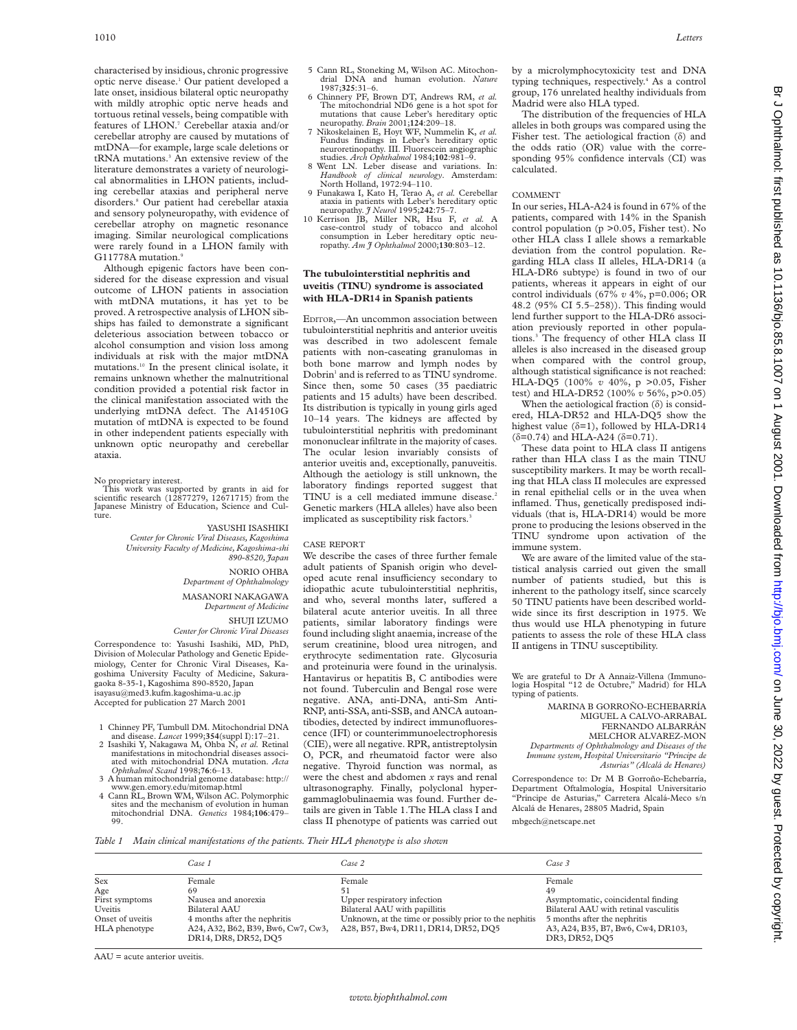characterised by insidious, chronic progressive optic nerve disease.[1] Our patient developed a late onset, insidious bilateral optic neuropathy with mildly atrophic optic nerve heads and tortuous retinal vessels, being compatible with features of LHON.[7] Cerebellar ataxia and/or cerebellar atrophy are caused by mutations of mtDNA—for example, large scale deletions or tRNA mutations.[3] An extensive review of the literature demonstrates a variety of neurological abnormalities in LHON patients, including cerebellar ataxias and peripheral nerve disorders.[8] Our patient had cerebellar ataxia and sensory polyneuropathy, with evidence of cerebellar atrophy on magnetic resonance imaging. Similar neurological complications were rarely found in a LHON family with G11778A mutation.[9]

Although epigenic factors have been considered for the disease expression and visual outcome of LHON patients in association with mtDNA mutations, it has yet to be proved. A retrospective analysis of LHON sibships has failed to demonstrate a significant deleterious association between tobacco or alcohol consumption and vision loss among individuals at risk with the major mtDNA mutations.[10] In the present clinical isolate, it remains unknown whether the malnutritional condition provided a potential risk factor in the clinical manifestation associated with the underlying mtDNA defect. The A14510G mutation of mtDNA is expected to be found in other independent patients especially with unknown optic neuropathy and cerebellar ataxia.

No proprietary interest.

This work was supported by grants in aid for scientific research (12877279, 12671715) from the Japanese Ministry of Education, Science and Culture.

YASUSHI ISASHIKI
*Center for Chronic Viral Diseases, Kagoshima University Faculty of Medicine, Kagoshima-shi 890-8520, Japan*

NORIO OHBA
*Department of Ophthalmology*

MASANORI NAKAGAWA
*Department of Medicine*

SHUJI IZUMO
*Center for Chronic Viral Diseases*

Correspondence to: Yasushi Isashiki, MD, PhD, Division of Molecular Pathology and Genetic Epidemiology, Center for Chronic Viral Diseases, Kagoshima University Faculty of Medicine, Sakuragaoka 8-35-1, Kagoshima 890-8520, Japan
isayasu@med3.kufm.kagoshima-u.ac.jp

Accepted for publication 27 March 2001

1 Chinney PF, Tumbull DM. Mitochondrial DNA and disease. *Lancet* 1999;**354**(suppl I):17–21.
2 Isashiki Y, Nakagawa M, Ohba N, *et al.* Retinal manifestations in mitochondrial diseases associated with mitochondrial DNA mutation. *Acta Ophthalmol Scand* 1998;**76**:6–13.
3 A human mitochondrial genome database: http://www.gen.emory.edu/mitomap.html
4 Cann RL, Brown WM, Wilson AC. Polymorphic sites and the mechanism of evolution in human mitochondrial DNA. *Genetics* 1984;**106**:479–99.
5 Cann RL, Stoneking M, Wilson AC. Mitochondrial DNA and human evolution. *Nature* 1987;**325**:31–6.
6 Chinnery PF, Brown DT, Andrews RM, *et al.* The mitochondrial ND6 gene is a hot spot for mutations that cause Leber's hereditary optic neuropathy. *Brain* 2001;**124**:209–18.
7 Nikoskelainen E, Hoyt WF, Nummelin K, *et al.* Fundus findings in Leber's hereditary optic neuroretinopathy. III. Fluorescein angiographic studies. *Arch Ophthalmol* 1984;**102**:981–9.
8 Went LN. Leber disease and variations. In: *Handbook of clinical neurology*. Amsterdam: North Holland, 1972:94–110.
9 Funakawa I, Kato H, Terao A, *et al.* Cerebellar ataxia in patients with Leber's hereditary optic neuropathy. *J Neurol* 1995;**242**:75–7.
10 Kerrison JB, Miller NR, Hsu F, *et al.* A case-control study of tobacco and alcohol consumption in Leber hereditary optic neuropathy. *Am J Ophthalmol* 2000;**130**:803–12.

## The tubulointerstitial nephritis and uveitis (TINU) syndrome is associated with HLA-DR14 in Spanish patients

EDITOR,—An uncommon association between tubulointerstitial nephritis and anterior uveitis was described in two adolescent female patients with non-caseating granulomas in both bone marrow and lymph nodes by Dobrin[1] and is referred to as TINU syndrome. Since then, some 50 cases (35 paediatric patients and 15 adults) have been described. Its distribution is typically in young girls aged 10–14 years. The kidneys are affected by tubulointerstitial nephritis with predominant mononuclear infiltrate in the majority of cases. The ocular lesion invariably consists of anterior uveitis and, exceptionally, panuveitis. Although the aetiology is still unknown, the laboratory findings reported suggest that TINU is a cell mediated immune disease.[2] Genetic markers (HLA alleles) have also been implicated as susceptibility risk factors.[3]

### CASE REPORT

We describe the cases of three further female adult patients of Spanish origin who developed acute renal insufficiency secondary to idiopathic acute tubulointerstitial nephritis, and who, several months later, suffered a bilateral acute anterior uveitis. In all three patients, similar laboratory findings were found including slight anaemia, increase of the serum creatinine, blood urea nitrogen, and erythrocyte sedimentation rate. Glycosuria and proteinuria were found in the urinalysis. Hantavirus or hepatitis B, C antibodies were not found. Tuberculin and Bengal rose were negative. ANA, anti-DNA, anti-Sm Anti-RNP, anti-SSA, anti-SSB, and ANCA autoantibodies, detected by indirect immunofluorescence (IFI) or counterimmunoelectrophoresis (CIE), were all negative. RPR, antistreptolysin O, PCR, and rheumatoid factor were also negative. Thyroid function was normal, as were the chest and abdomen *x* rays and renal ultrasonography. Finally, polyclonal hypergammaglobulinaemia was found. Further details are given in Table 1. The HLA class I and class II phenotype of patients was carried out by a microlymphocytoxicity test and DNA typing techniques, respectively.[4] As a control group, 176 unrelated healthy individuals from Madrid were also HLA typed.

The distribution of the frequencies of HLA alleles in both groups was compared using the Fisher test. The aetiological fraction (δ) and the odds ratio (OR) value with the corresponding 95% confidence intervals (CI) was calculated.

### COMMENT

In our series, HLA-A24 is found in 67% of the patients, compared with 14% in the Spanish control population ($p > 0.05$, Fisher test). No other HLA class I allele shows a remarkable deviation from the control population. Regarding HLA class II alleles, HLA-DR14 (a HLA-DR6 subtype) is found in two of our patients, whereas it appears in eight of our control individuals (67% *v* 4%, $p = 0.006$; OR 48.2 (95% CI 5.5–258)). This finding would lend further support to the HLA-DR6 association previously reported in other populations.[3] The frequency of other HLA class II alleles is also increased in the diseased group when compared with the control group, although statistical significance is not reached: HLA-DQ5 (100% *v* 40%, $p > 0.05$, Fisher test) and HLA-DR52 (100% *v* 56%, $p > 0.05$)

When the aetiological fraction (δ) is considered, HLA-DR52 and HLA-DQ5 show the highest value (δ=1), followed by HLA-DR14 (δ=0.74) and HLA-A24 (δ=0.71).

These data point to HLA class II antigens rather than HLA class I as the main TINU susceptibility markers. It may be worth recalling that HLA class II molecules are expressed in renal epithelial cells or in the uvea when inflamed. Thus, genetically predisposed individuals (that is, HLA-DR14) would be more prone to producing the lesions observed in the TINU syndrome upon activation of the immune system.

We are aware of the limited value of the statistical analysis carried out given the small number of patients studied, but this is inherent to the pathology itself, since scarcely 50 TINU patients have been described worldwide since its first description in 1975. We thus would use HLA phenotyping in future patients to assess the role of these HLA class II antigens in TINU susceptibility.

We are grateful to Dr A Annaiz-Villena (Immunologia Hospital "12 de Octubre," Madrid) for HLA typing of patients.

MARINA B GORROÑO-ECHEBARRÍA
MIGUEL A CALVO-ARRABAL
FERNANDO ALBARRÁN
MELCHOR ALVAREZ-MON
*Departments of Ophthalmology and Diseases of the Immune system, Hospital Universitario "Príncipe de Asturias" (Alcalá de Henares)*

Correspondence to: Dr M B Gorroño-Echebarría, Department Oftalmología, Hospital Universitario "Príncipe de Asturias," Carretera Alcalá-Meco s/n Alcalá de Henares, 28805 Madrid, Spain
mbgech@netscape.net

*Table 1 Main clinical manifestations of the patients. Their HLA phenotype is also shown*

| | Case 1 | Case 2 | Case 3 |
|---|---|---|---|
| Sex | Female | Female | Female |
| Age | 69 | 51 | 49 |
| First symptoms | Nausea and anorexia | Upper respiratory infection | Asymptomatic, coincidental finding |
| Uveitis | Bilateral AAU | Bilateral AAU with papillitis | Bilateral AAU with retinal vasculitis |
| Onset of uveitis | 4 months after the nephritis | Unknown, at the time or possibly prior to the nephritis | 5 months after the nephritis |
| HLA phenotype | A24, A32, B62, B39, Bw6, Cw7, Cw3, DR14, DR8, DR52, DQ5 | A28, B57, Bw4, DR11, DR14, DR52, DQ5 | A3, A24, B35, B7, Bw6, Cw4, DR103, DR3, DR52, DQ5 |

AAU = acute anterior uveitis.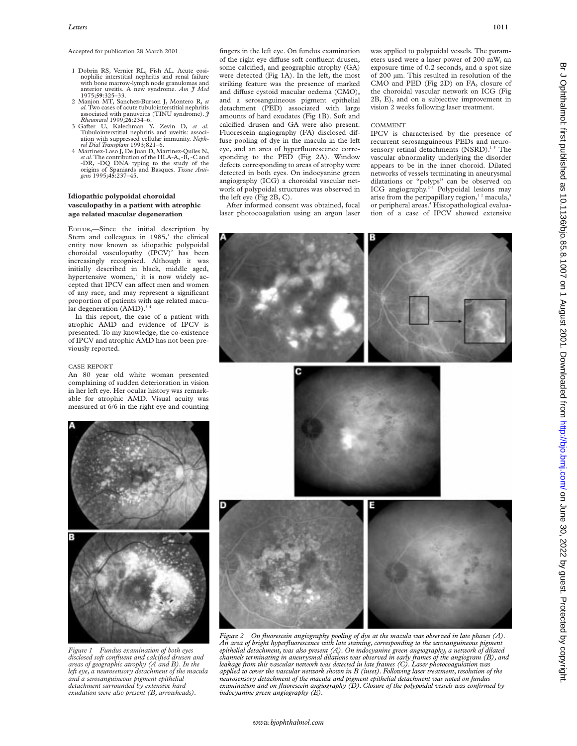Accepted for publication 28 March 2001

1. Dobrin RS, Vernier RL, Fish AL. Acute eosinophilic interstitial nephritis and renal failure with bone marrow-lymph node granulomas and anterior uveitis. A new syndrome. *Am J Med* 1975;**59**:325–33.
2. Manjon MT, Sanchez-Burson J, Montero R, *et al.* Two cases of acute tubulointerstitial nephritis associated with panuveitis (TINU syndrome). *J Rheumatol* 1999;**26**:234–6.
3. Gafter U, Kalechman Y, Zevin D, *et al.* Tubulointerstitial nephritis and uveitis: association with suppressed cellular immunity. *Nephrol Dial Transplant* 1993;821–6.
4. Martinez-Laso J, De Juan D, Martinez-Quiles N, *et al.* The contribution of the HLA-A, -B, -C and -DR, -DQ DNA typing to the study of the origins of Spaniards and Basques. *Tissue Antigens* 1995;**45**:237–45.

## Idiopathic polypoidal choroidal vasculopathy in a patient with atrophic age related macular degeneration

EDITOR,—Since the initial description by Stern and colleagues in 1985,[1] the clinical entity now known as idiopathic polypoidal choroidal vasculopathy (IPCV)[2] has been increasingly recognised. Although it was initially described in black, middle aged, hypertensive women,[1] it is now widely accepted that IPCV can affect men and women of any race, and may represent a significant proportion of patients with age related macular degeneration (AMD).[3 4]

In this report, the case of a patient with atrophic AMD and evidence of IPCV is presented. To my knowledge, the co-existence of IPCV and atrophic AMD has not been previously reported.

### CASE REPORT

An 80 year old white woman presented complaining of sudden deterioration in vision in her left eye. Her ocular history was remarkable for atrophic AMD. Visual acuity was measured at 6/6 in the right eye and counting fingers in the left eye. On fundus examination of the right eye diffuse soft confluent drusen, some calcified, and geographic atrophy (GA) were detected (Fig 1A). In the left, the most striking feature was the presence of marked and diffuse cystoid macular oedema (CMO), and a serosanguineous pigment epithelial detachment (PED) associated with large amounts of hard exudates (Fig 1B). Soft and calcified drusen and GA were also present. Fluorescein angiography (FA) disclosed diffuse pooling of dye in the macula in the left eye, and an area of hyperfluorescence corresponding to the PED (Fig 2A). Window defects corresponding to areas of atrophy were detected in both eyes. On indocyanine green angiography (ICG) a choroidal vascular network of polypoidal structures was observed in the left eye (Fig 2B, C).

After informed consent was obtained, focal laser photocoagulation using an argon laser was applied to polypoidal vessels. The parameters used were a laser power of 200 mW, an exposure time of 0.2 seconds, and a spot size of 200 µm. This resulted in resolution of the CMO and PED (Fig 2D) on FA, closure of the choroidal vascular network on ICG (Fig 2B, E), and on a subjective improvement in vision 2 weeks following laser treatment.

### COMMENT

IPCV is characterised by the presence of recurrent serosanguineous PEDs and neurosensory retinal detachments (NSRD).[1–5] The vascular abnormality underlying the disorder appears to be in the inner choroid. Dilated networks of vessels terminating in aneurysmal dilatations or "polyps" can be observed on ICG angiography.[2–5] Polypoidal lesions may arise from the peripapillary region,[1 2] macula,[5] or peripheral areas.[4] Histopathological evaluation of a case of IPCV showed extensive

*Figure 1 Fundus examination of both eyes disclosed soft confluent and calcified drusen and areas of geographic atrophy (A and B). In the left eye, a neurosensory detachment of the macula and a serosanguineous pigment epithelial detachment surrounded by extensive hard exudation were also present (B, arrowheads).*

*Figure 2 On fluorescein angiography pooling of dye at the macula was observed in late phases (A). An area of bright hyperfluorescence with late staining, corresponding to the serosanguineous pigment epithelial detachment, was also present (A). On indocyanine green angiography, a network of dilated channels terminating in aneurysmal dilations was observed in early frames of the angiogram (B), and leakage from this vascular network was detected in late frames (C). Laser photocoagulation was applied to cover the vascular network shown in B (inset). Following laser treatment, resolution of the neurosensory detachment of the macula and pigment epithelial detachment was noted on fundus examination and on fluorescein angiography (D). Closure of the polypoidal vessels was confirmed by indocyanine green angiography (E).*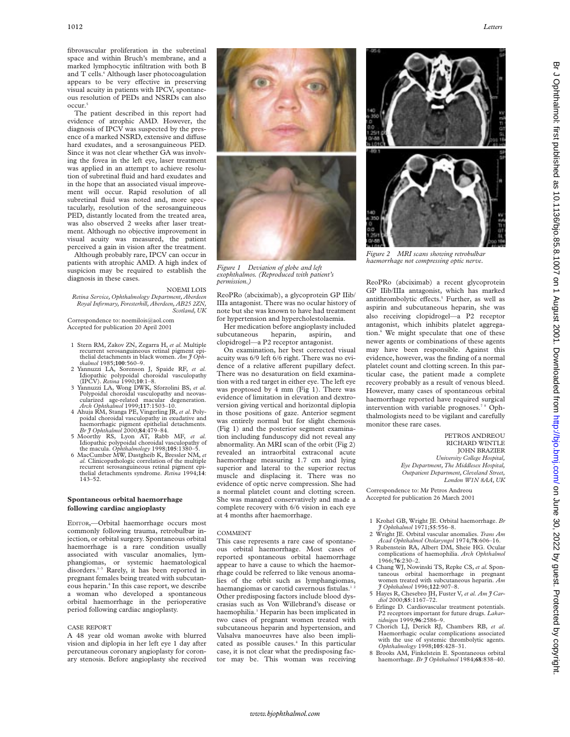fibrovascular proliferation in the subretinal space and within Bruch's membrane, and a marked lymphocytic infiltration with both B and T cells.[6] Although laser photocoagulation appears to be very effective in preserving visual acuity in patients with IPCV, spontaneous resolution of PEDs and NSRDs can also occur.[5]

The patient described in this report had evidence of atrophic AMD. However, the diagnosis of IPCV was suspected by the presence of a marked NSRD, extensive and diffuse hard exudates, and a serosanguineous PED. Since it was not clear whether GA was involving the fovea in the left eye, laser treatment was applied in an attempt to achieve resolution of subretinal fluid and hard exudates and in the hope that an associated visual improvement will occur. Rapid resolution of all subretinal fluid was noted and, more spectacularly, resolution of the serosanguineous PED, distantly located from the treated area, was also observed 2 weeks after laser treatment. Although no objective improvement in visual acuity was measured, the patient perceived a gain in vision after the treatment.

Although probably rare, IPCV can occur in patients with atrophic AMD. A high index of suspicion may be required to establish the diagnosis in these cases.

NOEMI LOIS
*Retina Service, Ophthalmology Department, Aberdeen Royal Infirmary, Foresterhill, Aberdeen, AB25 2ZN, Scotland, UK*

Correspondence to: noemilois@aol.com
Accepted for publication 20 April 2001

1 Stern RM, Zakov ZN, Zegarra H, *et al.* Multiple recurrent serosanguineous retinal pigment epithelial detachments in black women. *Am J Ophthalmol* 1985;**100**:560–9.
2 Yannuzzi LA, Sorenson J, Spaide RF, *et al.* Idiopathic polypoidal choroidal vasculopathy (IPCV). *Retina* 1990;**10**:1–8.
3 Yannuzzi LA, Wong DWK, Sforzolini BS, *et al.* Polypoidal choroidal vasculopathy and neovascularized age-related macular degeneration. *Arch Ophthalmol* 1999;**117**:1503–10.
4 Ahuja RM, Stanga PE, Vingerling JR, *et al.* Polypoidal choroidal vasculopathy in exudative and haemorrhagic pigment epithelial detachments. *Br J Ophthalmol* 2000;**84**:479–84.
5 Moorthy RS, Lyon AT, Rabb MF, *et al.* Idiopathic polypoidal choroidal vasculopathy of the macula. *Ophthalmology* 1998;**105**:1380–5.
6 MacCumber MW, Dastgheib K, Bressler NM, *et al.* Clinicopathologic correlation of the multiple recurrent serosanguineous retinal pigment epithelial detachments syndrome. *Retina* 1994;**14**: 143–52.

## Spontaneous orbital haemorrhage following cardiac angioplasty

EDITOR,—Orbital haemorrhage occurs most commonly following trauma, retrobulbar injection, or orbital surgery. Spontaneous orbital haemorrhage is a rare condition usually associated with vascular anomalies, lymphangiomas, or systemic haematological disorders.[1–3] Rarely, it has been reported in pregnant females being treated with subcutaneous heparin.[4] In this case report, we describe a woman who developed a spontaneous orbital haemorrhage in the perioperative period following cardiac angioplasty.

### CASE REPORT

A 48 year old woman awoke with blurred vision and diplopia in her left eye 1 day after percutaneous coronary angioplasty for coronary stenosis. Before angioplasty she received ReoPRo (abciximab), a glycoprotein GP IIb/IIIa antagonist. There was no ocular history of note but she was known to have had treatment for hypertension and hypercholestolaemia.

Her medication before angioplasty included subcutaneous heparin, aspirin, and clopidrogel—a P2 receptor antagonist.

On examination, her best corrected visual acuity was 6/9 left 6/6 right. There was no evidence of a relative afferent pupillary defect. There was no desaturation on field examination with a red target in either eye. The left eye was proptosed by 4 mm (Fig 1). There was evidence of limitation in elevation and dextroversion giving vertical and horizontal diplopia in those positions of gaze. Anterior segment was entirely normal but for slight chemosis (Fig 1) and the posterior segment examination including funduscopy did not reveal any abnormality. An MRI scan of the orbit (Fig 2) revealed an intraorbital extraconal acute haemorrhage measuring 1.7 cm and lying superior and lateral to the superior rectus muscle and displacing it. There was no evidence of optic nerve compression. She had a normal platelet count and clotting screen. She was managed conservatively and made a complete recovery with 6/6 vision in each eye at 4 months after haemorrhage.

*Figure 1 Deviation of globe and left exophthalmos. (Reproduced with patient's permission.)*

*Figure 2 MRI scans showing retrobulbar haemorrhage not compressing optic nerve.*

### COMMENT

This case represents a rare case of spontaneous orbital haemorrhage. Most cases of reported spontaneous orbital haemorrhage appear to have a cause to which the haemorrhage could be referred to like venous anomalies of the orbit such as lymphangiomas, haemangiomas or carotid cavernous fistulas.[1,2] Other predisposing factors include blood dyscrasias such as Von Willebrand's disease or haemophilia.[3] Heparin has been implicated in two cases of pregnant women treated with subcutaneous heparin and hypertension, and Valsalva manoeuvres have also been implicated as possible causes.[4] In this particular case, it is not clear what the predisposing factor may be. This woman was receiving ReoPRo (abciximab) a recent glycoprotein GP IIb/IIIa antagonist, which has marked antithrombolytic effects.[5] Further, as well as aspirin and subcutaneous heparin, she was also receiving clopidrogel—a P2 receptor antagonist, which inhibits platelet aggregation.[6] We might speculate that one of these newer agents or combinations of these agents may have been responsible. Against this evidence, however, was the finding of a normal platelet count and clotting screen. In this particular case, the patient made a complete recovery probably as a result of venous bleed. However, many cases of spontaneous orbital haemorrhage reported have required surgical intervention with variable prognoses.[7,8] Ophthalmologists need to be vigilant and carefully monitor these rare cases.

PETROS ANDREOU
RICHARD WINTLE
JOHN BRAZIER
*University College Hospital, Eye Department, The Middlesex Hospital, Outpatient Department, Cleveland Street, London W1N 8AA, UK*

Correspondence to: Mr Petros Andreou
Accepted for publication 26 March 2001

1 Krohel GB, Wright JE. Orbital haemorrhage. *Br J Ophthalmol* 1971;**55**:556–8.
2 Wright JE. Orbital vascular anomalies. *Trans Am Acad Ophthalmol Otolaryngol* 1974;**78**:606–16.
3 Rubenstein RA, Albert DM, Sheie HG. Ocular complications of haemophilia. *Arch Ophthalmol* 1966;**76**:230–2.
4 Chang WJ, Nowinski TS, Repke CS, *et al.* Spontaneous orbital haemorrhage in pregnant women treated with subcutaneous heparin. *Am J Ophthalmol* 1996;**122**:907–8.
5 Hayes R, Chesebro JH, Fuster V, *et al. Am J Cardiol* 2000;**85**:1167–72.
6 Erlinge D. Cardiovascular treatment potentials. P2 receptors important for future drugs. *Lakartidnigen* 1999;**96**:2586–9.
7 Chorich LJ, Derick RJ, Chambers RB, *et al.* Haemorrhagic ocular complications associated with the use of systemic thrombolytic agents. *Ophthalmology* 1998;**105**:428–31.
8 Brooks AM, Finkelstein E. Spontaneous orbital haemorrhage. *Br J Ophthalmol* 1984;**68**:838–40.